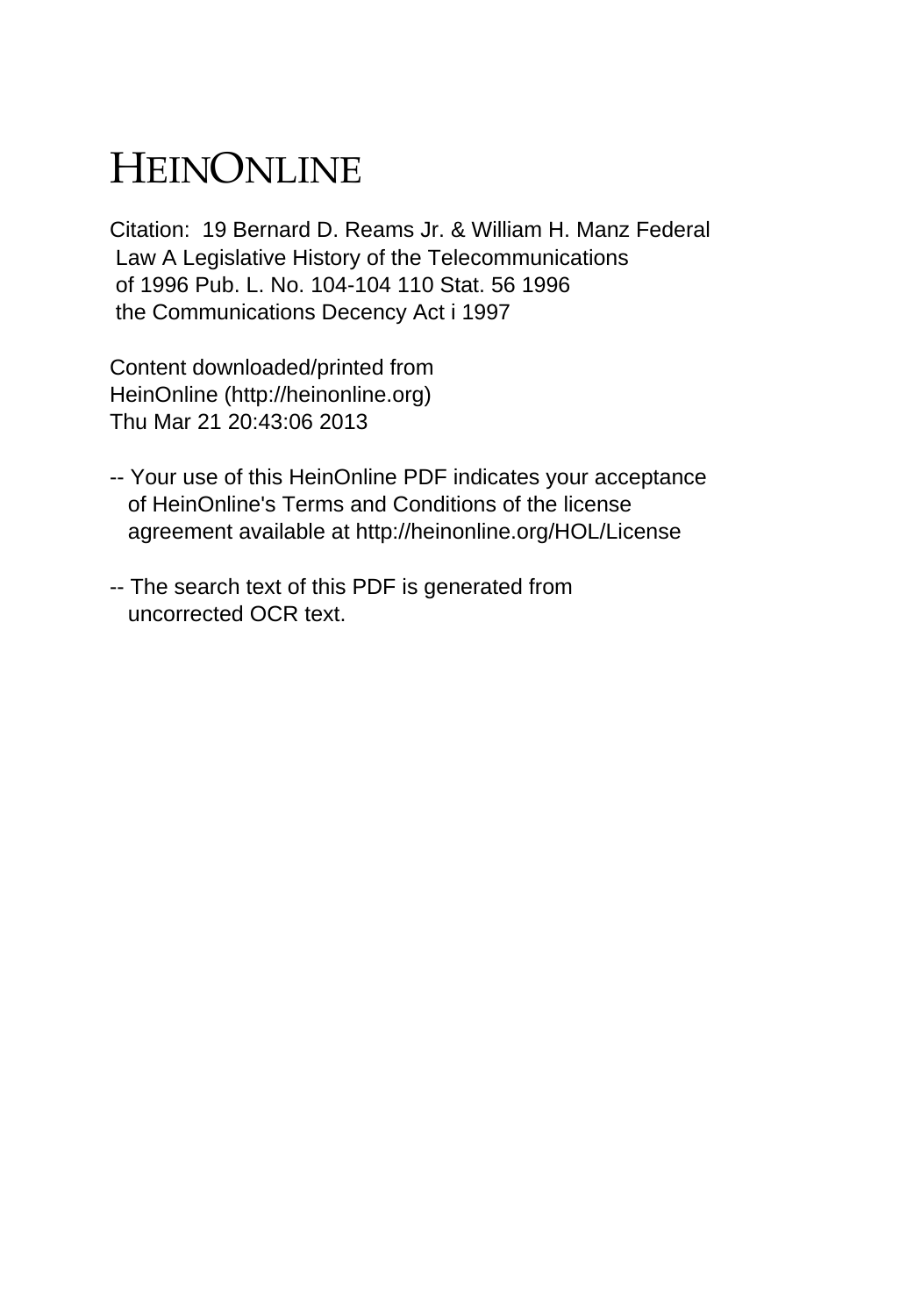# HEINONLINE

Citation: 19 Bernard D. Reams Jr. & William H. Manz Federal Law A Legislative History of the Telecommunications of 1996 Pub. L. No. 104-104 110 Stat. 56 1996 the Communications Decency Act i 1997

Content downloaded/printed from HeinOnline (http://heinonline.org) Thu Mar 21 20:43:06 2013

-- Your use of this HeinOnline PDF indicates your acceptance of HeinOnline's Terms and Conditions of the license agreement available at http://heinonline.org/HOL/License

-- The search text of this PDF is generated from uncorrected OCR text.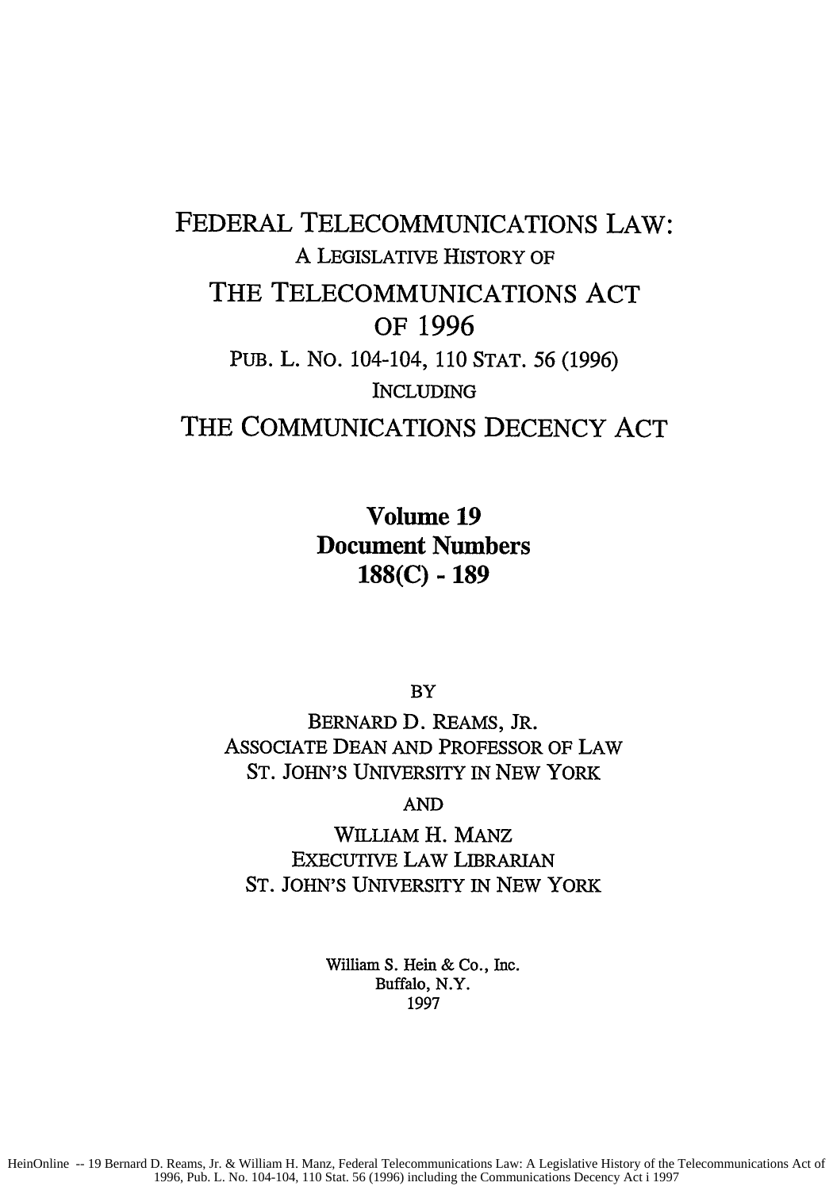# FEDERAL TELECOMMUNICATIONS LAW:

A LEGISLATIVE HISTORY OF

# THE TELECOMMUNICATIONS ACT OF 1996

PUB. L. NO. 104-104, 110 STAT. 56 (1996)

INCLUDING

# THE COMMUNICATIONS DECENCY ACT

**Volume 19**
**Document Numbers**
**188(C) - 189**

BY

BERNARD D. REAMS, JR.
ASSOCIATE DEAN AND PROFESSOR OF LAW
ST. JOHN'S UNIVERSITY IN NEW YORK

AND

WILLIAM H. MANZ
EXECUTIVE LAW LIBRARIAN
ST. JOHN'S UNIVERSITY IN NEW YORK

William S. Hein & Co., Inc.
Buffalo, N.Y.
1997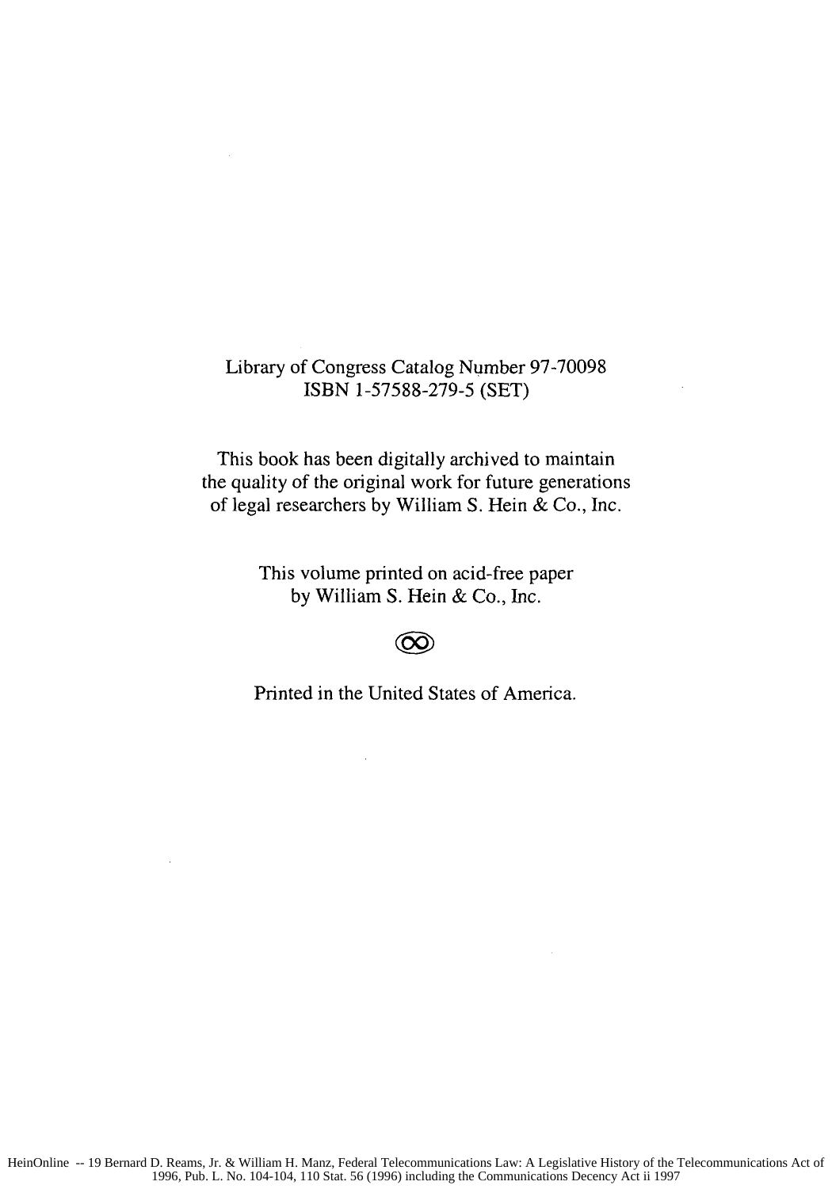Library of Congress Catalog Number 97-70098
ISBN 1-57588-279-5 (SET)

This book has been digitally archived to maintain the quality of the original work for future generations of legal researchers by William S. Hein & Co., Inc.

This volume printed on acid-free paper by William S. Hein & Co., Inc.

∞

Printed in the United States of America.